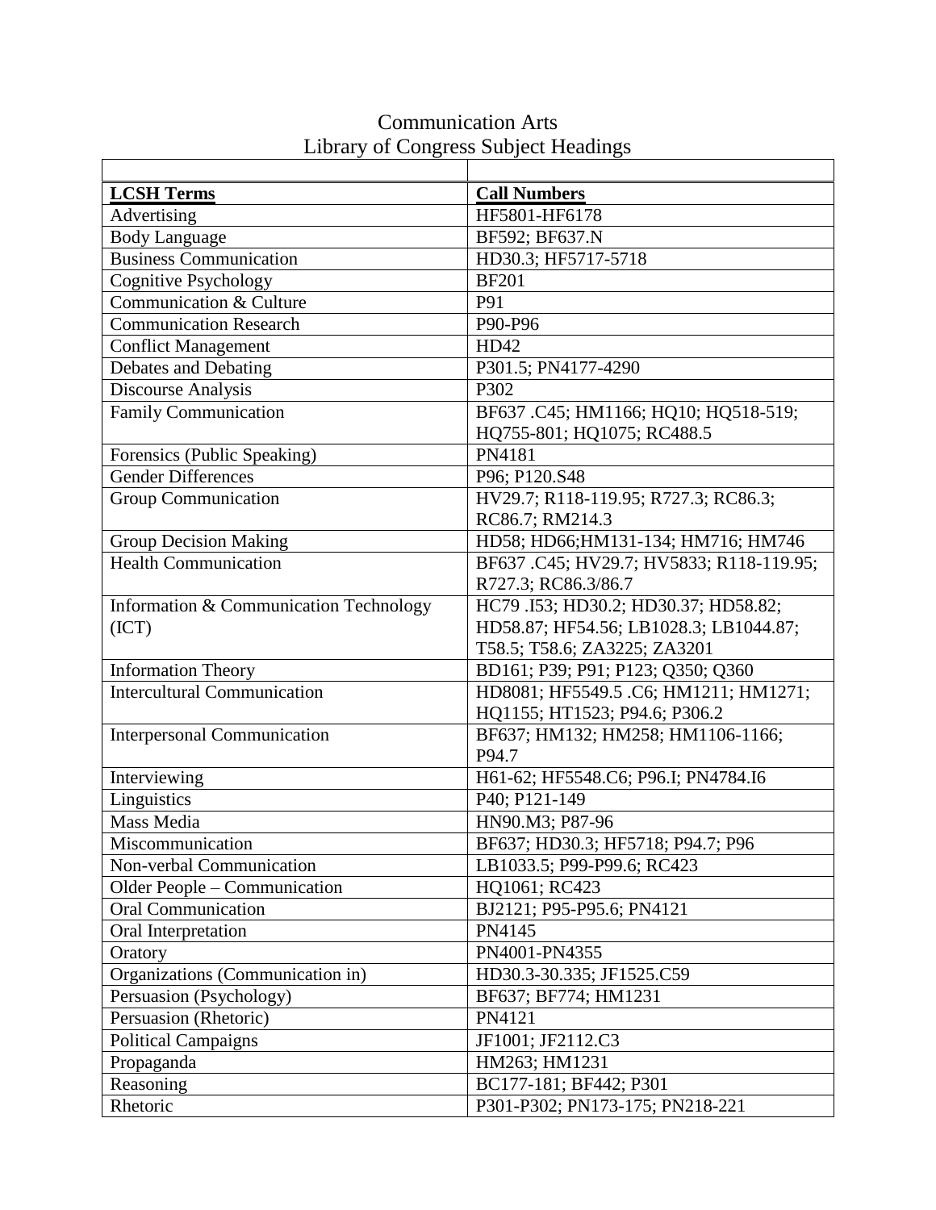# Communication Arts
## Library of Congress Subject Headings

| LCSH Terms | Call Numbers |
|---|---|
| Advertising | HF5801-HF6178 |
| Body Language | BF592; BF637.N |
| Business Communication | HD30.3; HF5717-5718 |
| Cognitive Psychology | BF201 |
| Communication & Culture | P91 |
| Communication Research | P90-P96 |
| Conflict Management | HD42 |
| Debates and Debating | P301.5; PN4177-4290 |
| Discourse Analysis | P302 |
| Family Communication | BF637 .C45; HM1166; HQ10; HQ518-519; HQ755-801; HQ1075; RC488.5 |
| Forensics (Public Speaking) | PN4181 |
| Gender Differences | P96; P120.S48 |
| Group Communication | HV29.7; R118-119.95; R727.3; RC86.3; RC86.7; RM214.3 |
| Group Decision Making | HD58; HD66;HM131-134; HM716; HM746 |
| Health Communication | BF637 .C45; HV29.7; HV5833; R118-119.95; R727.3; RC86.3/86.7 |
| Information & Communication Technology (ICT) | HC79 .I53; HD30.2; HD30.37; HD58.82; HD58.87; HF54.56; LB1028.3; LB1044.87; T58.5; T58.6; ZA3225; ZA3201 |
| Information Theory | BD161; P39; P91; P123; Q350; Q360 |
| Intercultural Communication | HD8081; HF5549.5 .C6; HM1211; HM1271; HQ1155; HT1523; P94.6; P306.2 |
| Interpersonal Communication | BF637; HM132; HM258; HM1106-1166; P94.7 |
| Interviewing | H61-62; HF5548.C6; P96.I; PN4784.I6 |
| Linguistics | P40; P121-149 |
| Mass Media | HN90.M3; P87-96 |
| Miscommunication | BF637; HD30.3; HF5718; P94.7; P96 |
| Non-verbal Communication | LB1033.5; P99-P99.6; RC423 |
| Older People – Communication | HQ1061; RC423 |
| Oral Communication | BJ2121; P95-P95.6; PN4121 |
| Oral Interpretation | PN4145 |
| Oratory | PN4001-PN4355 |
| Organizations (Communication in) | HD30.3-30.335; JF1525.C59 |
| Persuasion (Psychology) | BF637; BF774; HM1231 |
| Persuasion (Rhetoric) | PN4121 |
| Political Campaigns | JF1001; JF2112.C3 |
| Propaganda | HM263; HM1231 |
| Reasoning | BC177-181; BF442; P301 |
| Rhetoric | P301-P302; PN173-175; PN218-221 |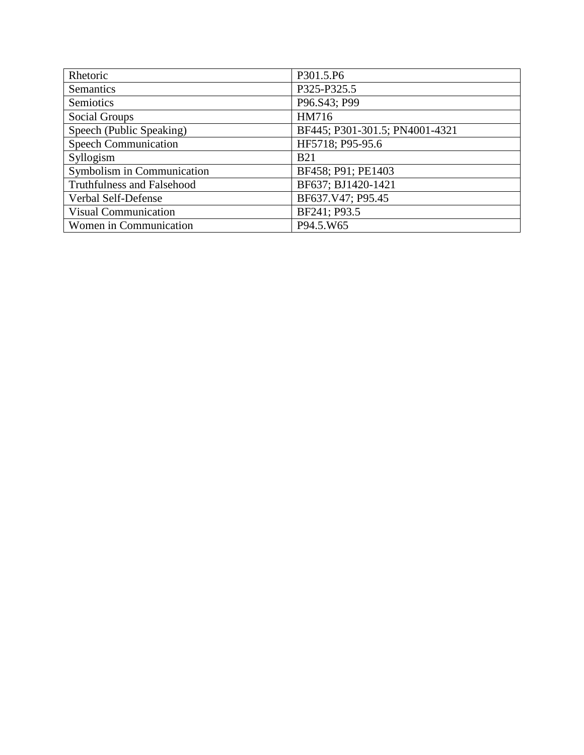| | |
|---|---|
| Rhetoric | P301.5.P6 |
| Semantics | P325-P325.5 |
| Semiotics | P96.S43; P99 |
| Social Groups | HM716 |
| Speech (Public Speaking) | BF445; P301-301.5; PN4001-4321 |
| Speech Communication | HF5718; P95-95.6 |
| Syllogism | B21 |
| Symbolism in Communication | BF458; P91; PE1403 |
| Truthfulness and Falsehood | BF637; BJ1420-1421 |
| Verbal Self-Defense | BF637.V47; P95.45 |
| Visual Communication | BF241; P93.5 |
| Women in Communication | P94.5.W65 |